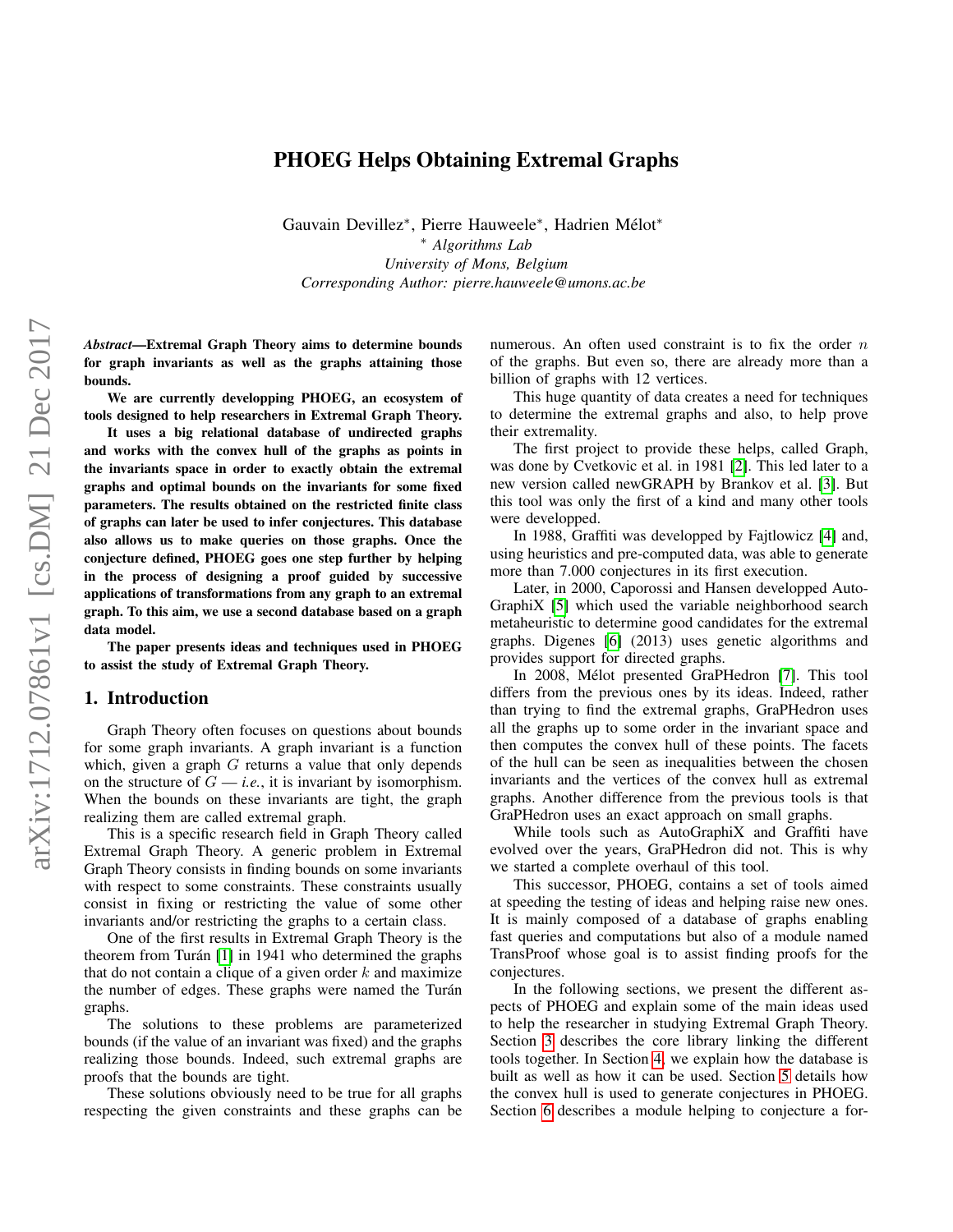# PHOEG Helps Obtaining Extremal Graphs

Gauvain Devillez*, Pierre Hauweele*, Hadrien Mélot*

* *Algorithms Lab*
*University of Mons, Belgium*
*Corresponding Author: pierre.hauweele@umons.ac.be*

***Abstract*—Extremal Graph Theory aims to determine bounds for graph invariants as well as the graphs attaining those bounds.**

**We are currently developping PHOEG, an ecosystem of tools designed to help researchers in Extremal Graph Theory.**

**It uses a big relational database of undirected graphs and works with the convex hull of the graphs as points in the invariants space in order to exactly obtain the extremal graphs and optimal bounds on the invariants for some fixed parameters. The results obtained on the restricted finite class of graphs can later be used to infer conjectures. This database also allows us to make queries on those graphs. Once the conjecture defined, PHOEG goes one step further by helping in the process of designing a proof guided by successive applications of transformations from any graph to an extremal graph. To this aim, we use a second database based on a graph data model.**

**The paper presents ideas and techniques used in PHOEG to assist the study of Extremal Graph Theory.**

## 1. Introduction

Graph Theory often focuses on questions about bounds for some graph invariants. A graph invariant is a function which, given a graph $G$ returns a value that only depends on the structure of $G$ — *i.e.*, it is invariant by isomorphism. When the bounds on these invariants are tight, the graph realizing them are called extremal graph.

This is a specific research field in Graph Theory called Extremal Graph Theory. A generic problem in Extremal Graph Theory consists in finding bounds on some invariants with respect to some constraints. These constraints usually consist in fixing or restricting the value of some other invariants and/or restricting the graphs to a certain class.

One of the first results in Extremal Graph Theory is the theorem from Turán [1] in 1941 who determined the graphs that do not contain a clique of a given order $k$ and maximize the number of edges. These graphs were named the Turán graphs.

The solutions to these problems are parameterized bounds (if the value of an invariant was fixed) and the graphs realizing those bounds. Indeed, such extremal graphs are proofs that the bounds are tight.

These solutions obviously need to be true for all graphs respecting the given constraints and these graphs can be numerous. An often used constraint is to fix the order $n$ of the graphs. But even so, there are already more than a billion of graphs with 12 vertices.

This huge quantity of data creates a need for techniques to determine the extremal graphs and also, to help prove their extremality.

The first project to provide these helps, called Graph, was done by Cvetkovic et al. in 1981 [2]. This led later to a new version called newGRAPH by Brankov et al. [3]. But this tool was only the first of a kind and many other tools were developped.

In 1988, Graffiti was developped by Fajtlowicz [4] and, using heuristics and pre-computed data, was able to generate more than 7.000 conjectures in its first execution.

Later, in 2000, Caporossi and Hansen developped AutoGraphiX [5] which used the variable neighborhood search metaheuristic to determine good candidates for the extremal graphs. Digenes [6] (2013) uses genetic algorithms and provides support for directed graphs.

In 2008, Mélot presented GraPHedron [7]. This tool differs from the previous ones by its ideas. Indeed, rather than trying to find the extremal graphs, GraPHedron uses all the graphs up to some order in the invariant space and then computes the convex hull of these points. The facets of the hull can be seen as inequalities between the chosen invariants and the vertices of the convex hull as extremal graphs. Another difference from the previous tools is that GraPHedron uses an exact approach on small graphs.

While tools such as AutoGraphiX and Graffiti have evolved over the years, GraPHedron did not. This is why we started a complete overhaul of this tool.

This successor, PHOEG, contains a set of tools aimed at speeding the testing of ideas and helping raise new ones. It is mainly composed of a database of graphs enabling fast queries and computations but also of a module named TransProof whose goal is to assist finding proofs for the conjectures.

In the following sections, we present the different aspects of PHOEG and explain some of the main ideas used to help the researcher in studying Extremal Graph Theory. Section 3 describes the core library linking the different tools together. In Section 4, we explain how the database is built as well as how it can be used. Section 5 details how the convex hull is used to generate conjectures in PHOEG. Section 6 describes a module helping to conjecture a for-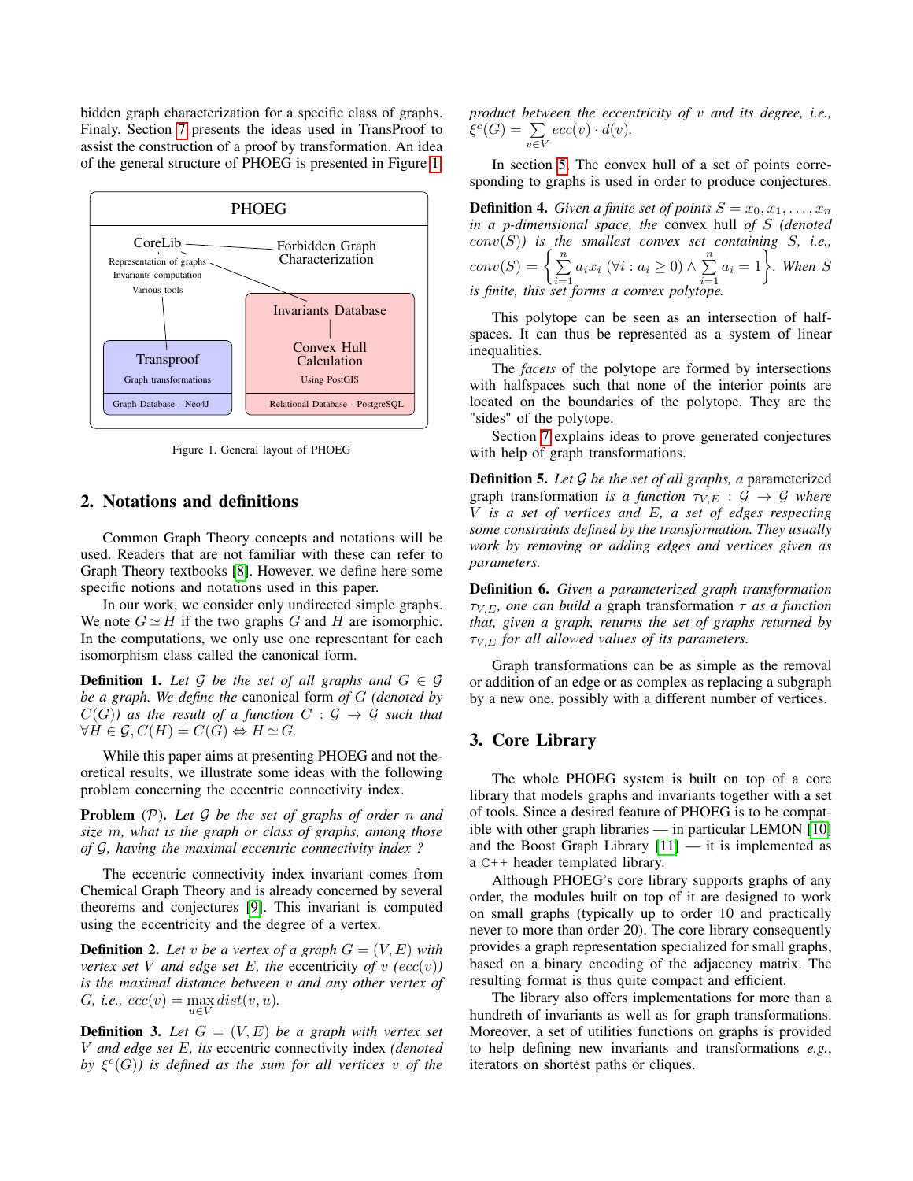bidden graph characterization for a specific class of graphs. Finaly, Section 7 presents the ideas used in TransProof to assist the construction of a proof by transformation. An idea of the general structure of PHOEG is presented in Figure 1.

PHOEG

CoreLib
Representation of graphs
Invariants computation
Various tools

Forbidden Graph Characterization

Invariants Database

Convex Hull Calculation
Using PostGIS

Transproof
Graph transformations

Graph Database - Neo4J

Relational Database - PostgreSQL

Figure 1. General layout of PHOEG

## 2. Notations and definitions

Common Graph Theory concepts and notations will be used. Readers that are not familiar with these can refer to Graph Theory textbooks [8]. However, we define here some specific notions and notations used in this paper.

In our work, we consider only undirected simple graphs. We note $G \simeq H$ if the two graphs $G$ and $H$ are isomorphic. In the computations, we only use one representant for each isomorphism class called the canonical form.

**Definition 1.** *Let $\mathcal{G}$ be the set of all graphs and $G \in \mathcal{G}$ be a graph. We define the* canonical form *of $G$ (denoted by $C(G)$) as the result of a function $C : \mathcal{G} \to \mathcal{G}$ such that $\forall H \in \mathcal{G}, C(H) = C(G) \Leftrightarrow H \simeq G$.*

While this paper aims at presenting PHOEG and not theoretical results, we illustrate some ideas with the following problem concerning the eccentric connectivity index.

**Problem** ($\mathcal{P}$). *Let $\mathcal{G}$ be the set of graphs of order $n$ and size $m$, what is the graph or class of graphs, among those of $\mathcal{G}$, having the maximal eccentric connectivity index ?*

The eccentric connectivity index invariant comes from Chemical Graph Theory and is already concerned by several theorems and conjectures [9]. This invariant is computed using the eccentricity and the degree of a vertex.

**Definition 2.** *Let $v$ be a vertex of a graph $G = (V, E)$ with vertex set $V$ and edge set $E$, the* eccentricity *of $v$ ($ecc(v)$) is the maximal distance between $v$ and any other vertex of $G$, i.e., $ecc(v) = \max_{u \in V} dist(v, u)$.*

**Definition 3.** *Let $G = (V, E)$ be a graph with vertex set $V$ and edge set $E$, its* eccentric connectivity index *(denoted by $\xi^c(G)$) is defined as the sum for all vertices $v$ of the product between the eccentricity of $v$ and its degree, i.e., $\xi^c(G) = \sum_{v \in V} ecc(v) \cdot d(v)$.*

In section 5, The convex hull of a set of points corresponding to graphs is used in order to produce conjectures.

**Definition 4.** *Given a finite set of points $S = x_0, x_1, \ldots, x_n$ in a $p$-dimensional space, the* convex hull *of $S$ (denoted $conv(S)$) is the smallest convex set containing $S$, i.e., $conv(S) = \left\{ \sum_{i=1}^{n} a_i x_i | (\forall i : a_i \geq 0) \wedge \sum_{i=1}^{n} a_i = 1 \right\}$. When $S$ is finite, this set forms a convex polytope.*

This polytope can be seen as an intersection of halfspaces. It can thus be represented as a system of linear inequalities.

The *facets* of the polytope are formed by intersections with halfspaces such that none of the interior points are located on the boundaries of the halfspace. They are the "sides" of the polytope.

Section 7 explains ideas to prove generated conjectures with help of graph transformations.

**Definition 5.** *Let $\mathcal{G}$ be the set of all graphs, a* parameterized graph transformation *is a function $\tau_{V,E} : \mathcal{G} \to \mathcal{G}$ where $V$ is a set of vertices and $E$, a set of edges respecting some constraints defined by the transformation. They usually work by removing or adding edges and vertices given as parameters.*

**Definition 6.** *Given a parameterized graph transformation $\tau_{V,E}$, one can build a* graph transformation *$\tau$ as a function that, given a graph, returns the set of graphs returned by $\tau_{V,E}$ for all allowed values of its parameters.*

Graph transformations can be as simple as the removal or addition of an edge or as complex as replacing a subgraph by a new one, possibly with a different number of vertices.

## 3. Core Library

The whole PHOEG system is built on top of a core library that models graphs and invariants together with a set of tools. Since a desired feature of PHOEG is to be compatible with other graph libraries — in particular LEMON [10] and the Boost Graph Library [11] — it is implemented as a C++ header templated library.

Although PHOEG's core library supports graphs of any order, the modules built on top of it are designed to work on small graphs (typically up to order 10 and practically never to more than order 20). The core library consequently provides a graph representation specialized for small graphs, based on a binary encoding of the adjacency matrix. The resulting format is thus quite compact and efficient.

The library also offers implementations for more than a hundreth of invariants as well as for graph transformations. Moreover, a set of utilities functions on graphs is provided to help defining new invariants and transformations *e.g.*, iterators on shortest paths or cliques.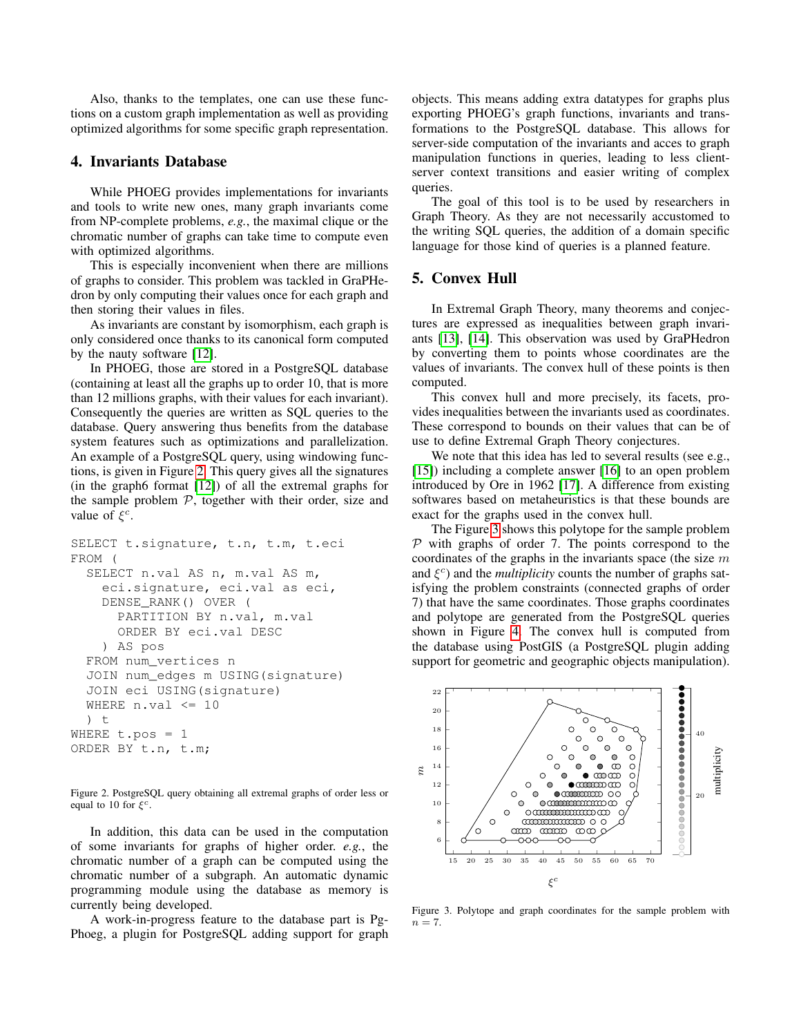Also, thanks to the templates, one can use these functions on a custom graph implementation as well as providing optimized algorithms for some specific graph representation.

## 4. Invariants Database

While PHOEG provides implementations for invariants and tools to write new ones, many graph invariants come from NP-complete problems, *e.g.*, the maximal clique or the chromatic number of graphs can take time to compute even with optimized algorithms.

This is especially inconvenient when there are millions of graphs to consider. This problem was tackled in GraPHedron by only computing their values once for each graph and then storing their values in files.

As invariants are constant by isomorphism, each graph is only considered once thanks to its canonical form computed by the nauty software [12].

In PHOEG, those are stored in a PostgreSQL database (containing at least all the graphs up to order 10, that is more than 12 millions graphs, with their values for each invariant). Consequently the queries are written as SQL queries to the database. Query answering thus benefits from the database system features such as optimizations and parallelization. An example of a PostgreSQL query, using windowing functions, is given in Figure 2. This query gives all the signatures (in the graph6 format [12]) of all the extremal graphs for the sample problem $\mathcal{P}$, together with their order, size and value of $\xi^c$.

```
SELECT t.signature, t.n, t.m, t.eci
FROM (
  SELECT n.val AS n, m.val AS m,
    eci.signature, eci.val as eci,
    DENSE_RANK() OVER (
      PARTITION BY n.val, m.val
      ORDER BY eci.val DESC
    ) AS pos
  FROM num_vertices n
  JOIN num_edges m USING(signature)
  JOIN eci USING(signature)
  WHERE n.val <= 10
  ) t
WHERE t.pos = 1
ORDER BY t.n, t.m;
```

Figure 2. PostgreSQL query obtaining all extremal graphs of order less or equal to 10 for $\xi^c$.

In addition, this data can be used in the computation of some invariants for graphs of higher order. *e.g.*, the chromatic number of a graph can be computed using the chromatic number of a subgraph. An automatic dynamic programming module using the database as memory is currently being developed.

A work-in-progress feature to the database part is Pg-Phoeg, a plugin for PostgreSQL adding support for graph objects. This means adding extra datatypes for graphs plus exporting PHOEG's graph functions, invariants and transformations to the PostgreSQL database. This allows for server-side computation of the invariants and acces to graph manipulation functions in queries, leading to less client-server context transitions and easier writing of complex queries.

The goal of this tool is to be used by researchers in Graph Theory. As they are not necessarily accustomed to the writing SQL queries, the addition of a domain specific language for those kind of queries is a planned feature.

## 5. Convex Hull

In Extremal Graph Theory, many theorems and conjectures are expressed as inequalities between graph invariants [13], [14]. This observation was used by GraPHedron by converting them to points whose coordinates are the values of invariants. The convex hull of these points is then computed.

This convex hull and more precisely, its facets, provides inequalities between the invariants used as coordinates. These correspond to bounds on their values that can be of use to define Extremal Graph Theory conjectures.

We note that this idea has led to several results (see e.g., [15]) including a complete answer [16] to an open problem introduced by Ore in 1962 [17]. A difference from existing softwares based on metaheuristics is that these bounds are exact for the graphs used in the convex hull.

The Figure 3 shows this polytope for the sample problem $\mathcal{P}$ with graphs of order 7. The points correspond to the coordinates of the graphs in the invariants space (the size $m$ and $\xi^c$) and the *multiplicity* counts the number of graphs satisfying the problem constraints (connected graphs of order 7) that have the same coordinates. Those graphs coordinates and polytope are generated from the PostgreSQL queries shown in Figure 4. The convex hull is computed from the database using PostGIS (a PostgreSQL plugin adding support for geometric and geographic objects manipulation).

m
22
20
18
16
14
12
10
8
6
15 20 25 30 35 40 45 50 55 60 65 70
$\xi^c$
multiplicity
40
20

Figure 3. Polytope and graph coordinates for the sample problem with $n = 7$.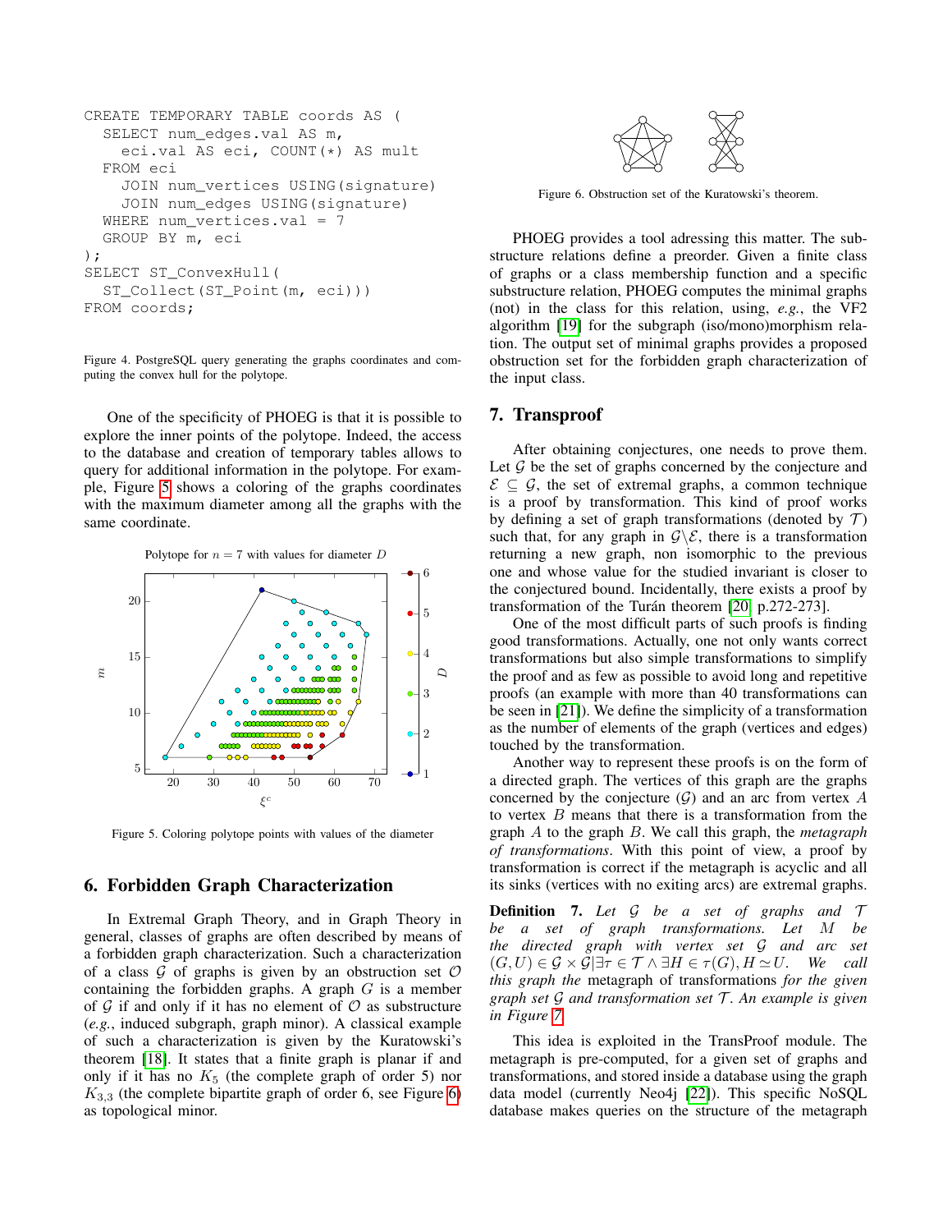```
CREATE TEMPORARY TABLE coords AS (
  SELECT num_edges.val AS m,
    eci.val AS eci, COUNT(*) AS mult
  FROM eci
    JOIN num_vertices USING(signature)
    JOIN num_edges USING(signature)
  WHERE num_vertices.val = 7
  GROUP BY m, eci
);
SELECT ST_ConvexHull(
  ST_Collect(ST_Point(m, eci)))
FROM coords;
```

Figure 4. PostgreSQL query generating the graphs coordinates and computing the convex hull for the polytope.

One of the specificity of PHOEG is that it is possible to explore the inner points of the polytope. Indeed, the access to the database and creation of temporary tables allows to query for additional information in the polytope. For example, Figure 5 shows a coloring of the graphs coordinates with the maximum diameter among all the graphs with the same coordinate.

Polytope for $n = 7$ with values for diameter $D$

$m$

$\xi^c$

$D$

Figure 5. Coloring polytope points with values of the diameter

## 6. Forbidden Graph Characterization

In Extremal Graph Theory, and in Graph Theory in general, classes of graphs are often described by means of a forbidden graph characterization. Such a characterization of a class $\mathcal{G}$ of graphs is given by an obstruction set $\mathcal{O}$ containing the forbidden graphs. A graph $G$ is a member of $\mathcal{G}$ if and only if it has no element of $\mathcal{O}$ as substructure (*e.g.*, induced subgraph, graph minor). A classical example of such a characterization is given by the Kuratowski's theorem [18]. It states that a finite graph is planar if and only if it has no $K_5$ (the complete graph of order 5) nor $K_{3,3}$ (the complete bipartite graph of order 6, see Figure 6) as topological minor.

Figure 6. Obstruction set of the Kuratowski's theorem.

PHOEG provides a tool adressing this matter. The substructure relations define a preorder. Given a finite class of graphs or a class membership function and a specific substructure relation, PHOEG computes the minimal graphs (not) in the class for this relation, using, *e.g.*, the VF2 algorithm [19] for the subgraph (iso/mono)morphism relation. The output set of minimal graphs provides a proposed obstruction set for the forbidden graph characterization of the input class.

## 7. Transproof

After obtaining conjectures, one needs to prove them. Let $\mathcal{G}$ be the set of graphs concerned by the conjecture and $\mathcal{E} \subseteq \mathcal{G}$, the set of extremal graphs, a common technique is a proof by transformation. This kind of proof works by defining a set of graph transformations (denoted by $\mathcal{T}$) such that, for any graph in $\mathcal{G}\backslash\mathcal{E}$, there is a transformation returning a new graph, non isomorphic to the previous one and whose value for the studied invariant is closer to the conjectured bound. Incidentally, there exists a proof by transformation of the Turán theorem [20, p.272-273].

One of the most difficult parts of such proofs is finding good transformations. Actually, one not only wants correct transformations but also simple transformations to simplify the proof and as few as possible to avoid long and repetitive proofs (an example with more than 40 transformations can be seen in [21]). We define the simplicity of a transformation as the number of elements of the graph (vertices and edges) touched by the transformation.

Another way to represent these proofs is on the form of a directed graph. The vertices of this graph are the graphs concerned by the conjecture ($\mathcal{G}$) and an arc from vertex $A$ to vertex $B$ means that there is a transformation from the graph $A$ to the graph $B$. We call this graph, the *metagraph of transformations*. With this point of view, a proof by transformation is correct if the metagraph is acyclic and all its sinks (vertices with no exiting arcs) are extremal graphs.

**Definition 7.** *Let $\mathcal{G}$ be a set of graphs and $\mathcal{T}$ be a set of graph transformations. Let $M$ be the directed graph with vertex set $\mathcal{G}$ and arc set $(G, U) \in \mathcal{G} \times \mathcal{G} | \exists \tau \in \mathcal{T} \wedge \exists H \in \tau(G), H \simeq U$. We call this graph the* metagraph of transformations *for the given graph set $\mathcal{G}$ and transformation set $\mathcal{T}$. An example is given in Figure 7.*

This idea is exploited in the TransProof module. The metagraph is pre-computed, for a given set of graphs and transformations, and stored inside a database using the graph data model (currently Neo4j [22]). This specific NoSQL database makes queries on the structure of the metagraph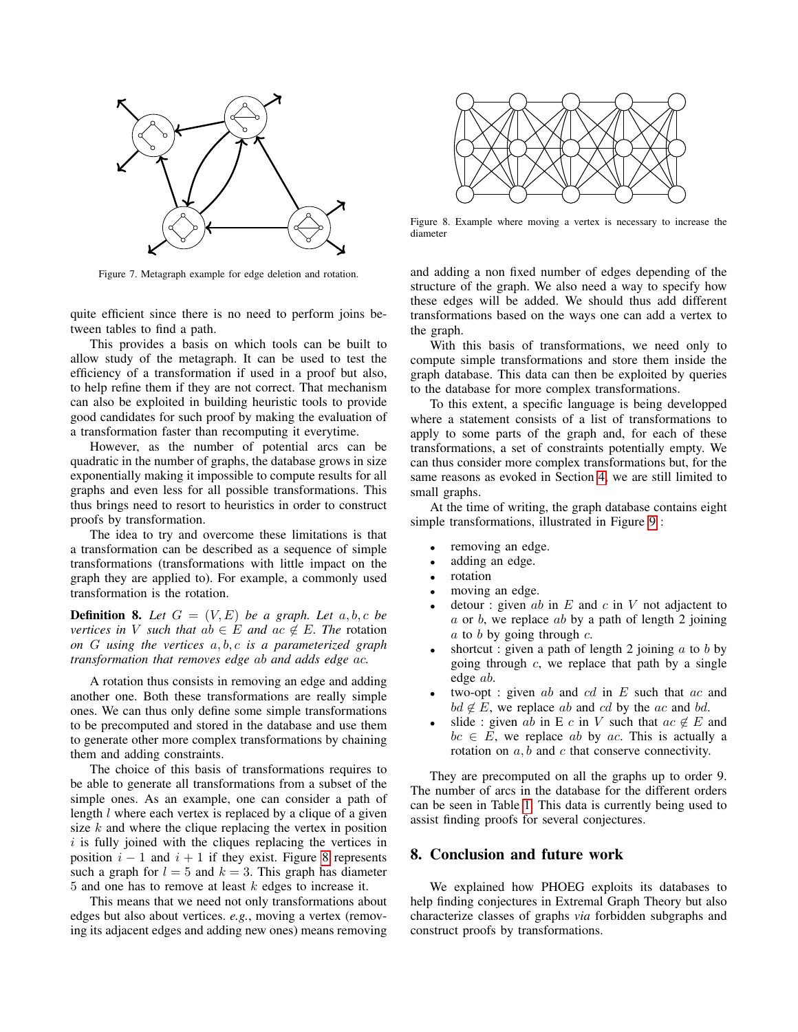Figure 7. Metagraph example for edge deletion and rotation.

quite efficient since there is no need to perform joins between tables to find a path.

This provides a basis on which tools can be built to allow study of the metagraph. It can be used to test the efficiency of a transformation if used in a proof but also, to help refine them if they are not correct. That mechanism can also be exploited in building heuristic tools to provide good candidates for such proof by making the evaluation of a transformation faster than recomputing it everytime.

However, as the number of potential arcs can be quadratic in the number of graphs, the database grows in size exponentially making it impossible to compute results for all graphs and even less for all possible transformations. This thus brings need to resort to heuristics in order to construct proofs by transformation.

The idea to try and overcome these limitations is that a transformation can be described as a sequence of simple transformations (transformations with little impact on the graph they are applied to). For example, a commonly used transformation is the rotation.

**Definition 8.** *Let $G = (V, E)$ be a graph. Let $a, b, c$ be vertices in $V$ such that $ab \in E$ and $ac \notin E$. The* rotation *on $G$ using the vertices $a, b, c$ is a parameterized graph transformation that removes edge $ab$ and adds edge $ac$.*

A rotation thus consists in removing an edge and adding another one. Both these transformations are really simple ones. We can thus only define some simple transformations to be precomputed and stored in the database and use them to generate other more complex transformations by chaining them and adding constraints.

The choice of this basis of transformations requires to be able to generate all transformations from a subset of the simple ones. As an example, one can consider a path of length $l$ where each vertex is replaced by a clique of a given size $k$ and where the clique replacing the vertex in position $i$ is fully joined with the cliques replacing the vertices in position $i-1$ and $i+1$ if they exist. Figure 8 represents such a graph for $l = 5$ and $k = 3$. This graph has diameter 5 and one has to remove at least $k$ edges to increase it.

This means that we need not only transformations about edges but also about vertices. *e.g.*, moving a vertex (removing its adjacent edges and adding new ones) means removing

Figure 8. Example where moving a vertex is necessary to increase the diameter

and adding a non fixed number of edges depending of the structure of the graph. We also need a way to specify how these edges will be added. We should thus add different transformations based on the ways one can add a vertex to the graph.

With this basis of transformations, we need only to compute simple transformations and store them inside the graph database. This data can then be exploited by queries to the database for more complex transformations.

To this extent, a specific language is being developped where a statement consists of a list of transformations to apply to some parts of the graph and, for each of these transformations, a set of constraints potentially empty. We can thus consider more complex transformations but, for the same reasons as evoked in Section 4, we are still limited to small graphs.

At the time of writing, the graph database contains eight simple transformations, illustrated in Figure 9 :

- removing an edge.
- adding an edge.
- rotation
- moving an edge.
- detour : given $ab$ in $E$ and $c$ in $V$ not adjactent to $a$ or $b$, we replace $ab$ by a path of length 2 joining $a$ to $b$ by going through $c$.
- shortcut : given a path of length 2 joining $a$ to $b$ by going through $c$, we replace that path by a single edge $ab$.
- two-opt : given $ab$ and $cd$ in $E$ such that $ac$ and $bd \notin E$, we replace $ab$ and $cd$ by the $ac$ and $bd$.
- slide : given $ab$ in E $c$ in $V$ such that $ac \notin E$ and $bc \in E$, we replace $ab$ by $ac$. This is actually a rotation on $a, b$ and $c$ that conserve connectivity.

They are precomputed on all the graphs up to order 9. The number of arcs in the database for the different orders can be seen in Table 1. This data is currently being used to assist finding proofs for several conjectures.

## 8. Conclusion and future work

We explained how PHOEG exploits its databases to help finding conjectures in Extremal Graph Theory but also characterize classes of graphs *via* forbidden subgraphs and construct proofs by transformations.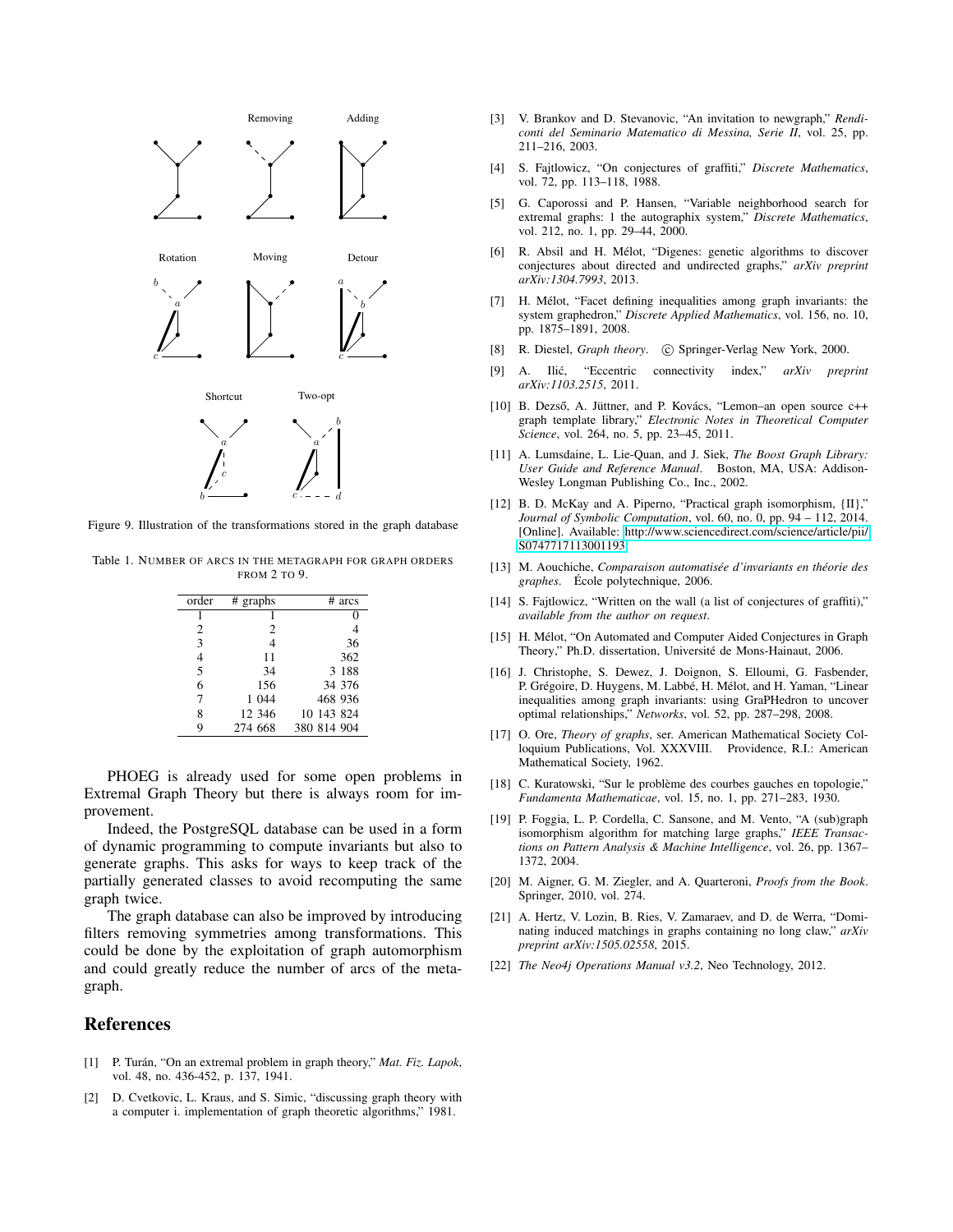Removing

Adding

Rotation

Moving

Detour

Shortcut

Two-opt

Figure 9. Illustration of the transformations stored in the graph database

Table 1. NUMBER OF ARCS IN THE METAGRAPH FOR GRAPH ORDERS FROM 2 TO 9.

| order | # graphs | # arcs |
|---|---|---|
| 1 | 1 | 0 |
| 2 | 2 | 4 |
| 3 | 4 | 36 |
| 4 | 11 | 362 |
| 5 | 34 | 3 188 |
| 6 | 156 | 34 376 |
| 7 | 1 044 | 468 936 |
| 8 | 12 346 | 10 143 824 |
| 9 | 274 668 | 380 814 904 |

PHOEG is already used for some open problems in Extremal Graph Theory but there is always room for improvement.

Indeed, the PostgreSQL database can be used in a form of dynamic programming to compute invariants but also to generate graphs. This asks for ways to keep track of the partially generated classes to avoid recomputing the same graph twice.

The graph database can also be improved by introducing filters removing symmetries among transformations. This could be done by the exploitation of graph automorphism and could greatly reduce the number of arcs of the metagraph.

## References

[1] P. Turán, "On an extremal problem in graph theory," *Mat. Fiz. Lapok*, vol. 48, no. 436-452, p. 137, 1941.

[2] D. Cvetkovic, L. Kraus, and S. Simic, "discussing graph theory with a computer i. implementation of graph theoretic algorithms," 1981.

[3] V. Brankov and D. Stevanovic, "An invitation to newgraph," *Rendiconti del Seminario Matematico di Messina, Serie II*, vol. 25, pp. 211–216, 2003.

[4] S. Fajtlowicz, "On conjectures of graffiti," *Discrete Mathematics*, vol. 72, pp. 113–118, 1988.

[5] G. Caporossi and P. Hansen, "Variable neighborhood search for extremal graphs: 1 the autographix system," *Discrete Mathematics*, vol. 212, no. 1, pp. 29–44, 2000.

[6] R. Absil and H. Mélot, "Digenes: genetic algorithms to discover conjectures about directed and undirected graphs," *arXiv preprint arXiv:1304.7993*, 2013.

[7] H. Mélot, "Facet defining inequalities among graph invariants: the system graphedron," *Discrete Applied Mathematics*, vol. 156, no. 10, pp. 1875–1891, 2008.

[8] R. Diestel, *Graph theory*. © Springer-Verlag New York, 2000.

[9] A. Ilić, "Eccentric connectivity index," *arXiv preprint arXiv:1103.2515*, 2011.

[10] B. Dezső, A. Jüttner, and P. Kovács, "Lemon–an open source c++ graph template library," *Electronic Notes in Theoretical Computer Science*, vol. 264, no. 5, pp. 23–45, 2011.

[11] A. Lumsdaine, L. Lie-Quan, and J. Siek, *The Boost Graph Library: User Guide and Reference Manual*. Boston, MA, USA: Addison-Wesley Longman Publishing Co., Inc., 2002.

[12] B. D. McKay and A. Piperno, "Practical graph isomorphism, {II}," *Journal of Symbolic Computation*, vol. 60, no. 0, pp. 94 – 112, 2014. [Online]. Available: http://www.sciencedirect.com/science/article/pii/S0747717113001193

[13] M. Aouchiche, *Comparaison automatisée d'invariants en théorie des graphes*. École polytechnique, 2006.

[14] S. Fajtlowicz, "Written on the wall (a list of conjectures of graffiti)," *available from the author on request*.

[15] H. Mélot, "On Automated and Computer Aided Conjectures in Graph Theory," Ph.D. dissertation, Université de Mons-Hainaut, 2006.

[16] J. Christophe, S. Dewez, J. Doignon, S. Elloumi, G. Fasbender, P. Grégoire, D. Huygens, M. Labbé, H. Mélot, and H. Yaman, "Linear inequalities among graph invariants: using GraPHedron to uncover optimal relationships," *Networks*, vol. 52, pp. 287–298, 2008.

[17] O. Ore, *Theory of graphs*, ser. American Mathematical Society Colloquium Publications, Vol. XXXVIII. Providence, R.I.: American Mathematical Society, 1962.

[18] C. Kuratowski, "Sur le problème des courbes gauches en topologie," *Fundamenta Mathematicae*, vol. 15, no. 1, pp. 271–283, 1930.

[19] P. Foggia, L. P. Cordella, C. Sansone, and M. Vento, "A (sub)graph isomorphism algorithm for matching large graphs," *IEEE Transactions on Pattern Analysis & Machine Intelligence*, vol. 26, pp. 1367–1372, 2004.

[20] M. Aigner, G. M. Ziegler, and A. Quarteroni, *Proofs from the Book*. Springer, 2010, vol. 274.

[21] A. Hertz, V. Lozin, B. Ries, V. Zamaraev, and D. de Werra, "Dominating induced matchings in graphs containing no long claw," *arXiv preprint arXiv:1505.02558*, 2015.

[22] *The Neo4j Operations Manual v3.2*, Neo Technology, 2012.